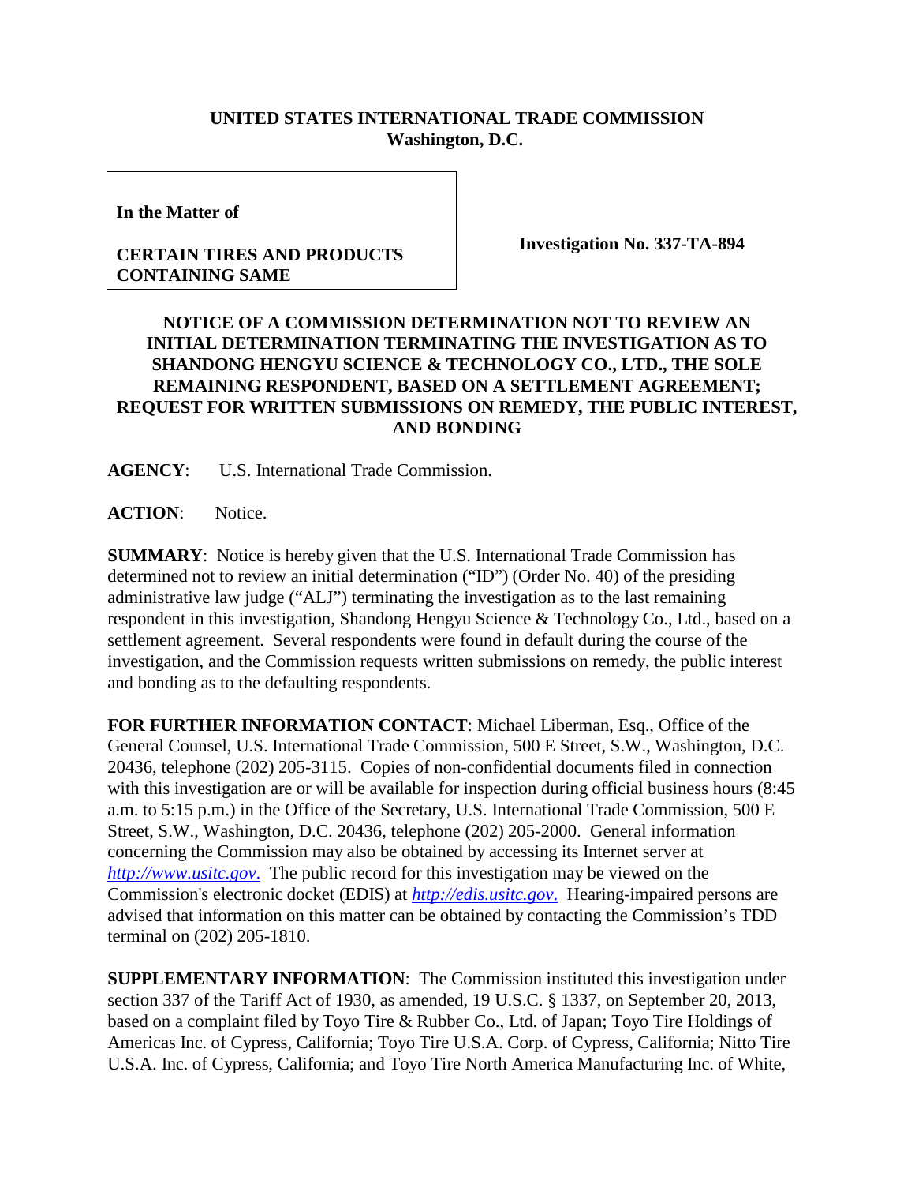**UNITED STATES INTERNATIONAL TRADE COMMISSION**
**Washington, D.C.**

**In the Matter of**

**CERTAIN TIRES AND PRODUCTS CONTAINING SAME**

**Investigation No. 337-TA-894**

**NOTICE OF A COMMISSION DETERMINATION NOT TO REVIEW AN INITIAL DETERMINATION TERMINATING THE INVESTIGATION AS TO SHANDONG HENGYU SCIENCE & TECHNOLOGY CO., LTD., THE SOLE REMAINING RESPONDENT, BASED ON A SETTLEMENT AGREEMENT; REQUEST FOR WRITTEN SUBMISSIONS ON REMEDY, THE PUBLIC INTEREST, AND BONDING**

**AGENCY**: U.S. International Trade Commission.

**ACTION**: Notice.

**SUMMARY**: Notice is hereby given that the U.S. International Trade Commission has determined not to review an initial determination ("ID") (Order No. 40) of the presiding administrative law judge ("ALJ") terminating the investigation as to the last remaining respondent in this investigation, Shandong Hengyu Science & Technology Co., Ltd., based on a settlement agreement. Several respondents were found in default during the course of the investigation, and the Commission requests written submissions on remedy, the public interest and bonding as to the defaulting respondents.

**FOR FURTHER INFORMATION CONTACT**: Michael Liberman, Esq., Office of the General Counsel, U.S. International Trade Commission, 500 E Street, S.W., Washington, D.C. 20436, telephone (202) 205-3115. Copies of non-confidential documents filed in connection with this investigation are or will be available for inspection during official business hours (8:45 a.m. to 5:15 p.m.) in the Office of the Secretary, U.S. International Trade Commission, 500 E Street, S.W., Washington, D.C. 20436, telephone (202) 205-2000. General information concerning the Commission may also be obtained by accessing its Internet server at *http://www.usitc.gov*. The public record for this investigation may be viewed on the Commission's electronic docket (EDIS) at *http://edis.usitc.gov*. Hearing-impaired persons are advised that information on this matter can be obtained by contacting the Commission's TDD terminal on (202) 205-1810.

**SUPPLEMENTARY INFORMATION**: The Commission instituted this investigation under section 337 of the Tariff Act of 1930, as amended, 19 U.S.C. § 1337, on September 20, 2013, based on a complaint filed by Toyo Tire & Rubber Co., Ltd. of Japan; Toyo Tire Holdings of Americas Inc. of Cypress, California; Toyo Tire U.S.A. Corp. of Cypress, California; Nitto Tire U.S.A. Inc. of Cypress, California; and Toyo Tire North America Manufacturing Inc. of White,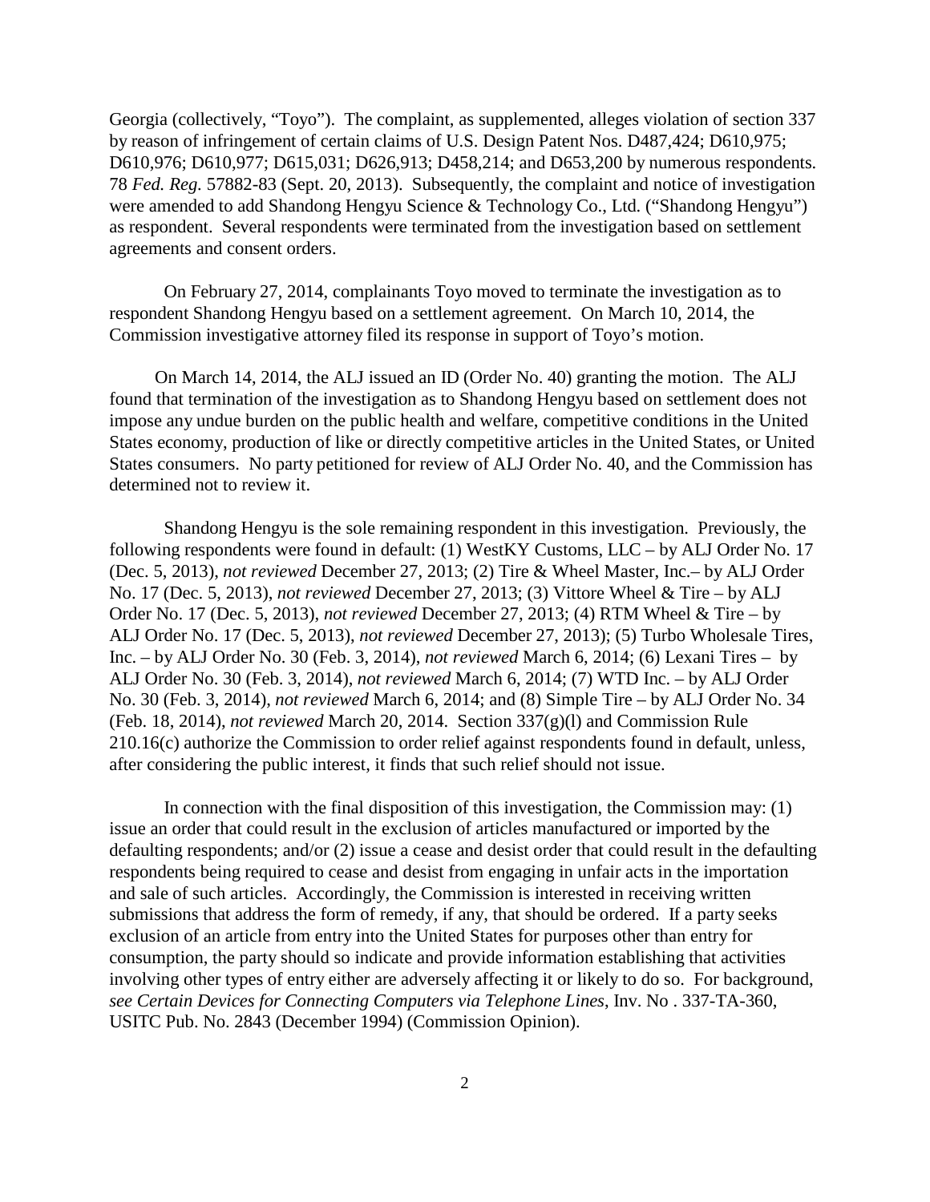Georgia (collectively, "Toyo"). The complaint, as supplemented, alleges violation of section 337 by reason of infringement of certain claims of U.S. Design Patent Nos. D487,424; D610,975; D610,976; D610,977; D615,031; D626,913; D458,214; and D653,200 by numerous respondents. 78 *Fed. Reg.* 57882-83 (Sept. 20, 2013). Subsequently, the complaint and notice of investigation were amended to add Shandong Hengyu Science & Technology Co., Ltd. ("Shandong Hengyu") as respondent. Several respondents were terminated from the investigation based on settlement agreements and consent orders.

On February 27, 2014, complainants Toyo moved to terminate the investigation as to respondent Shandong Hengyu based on a settlement agreement. On March 10, 2014, the Commission investigative attorney filed its response in support of Toyo's motion.

On March 14, 2014, the ALJ issued an ID (Order No. 40) granting the motion. The ALJ found that termination of the investigation as to Shandong Hengyu based on settlement does not impose any undue burden on the public health and welfare, competitive conditions in the United States economy, production of like or directly competitive articles in the United States, or United States consumers. No party petitioned for review of ALJ Order No. 40, and the Commission has determined not to review it.

Shandong Hengyu is the sole remaining respondent in this investigation. Previously, the following respondents were found in default: (1) WestKY Customs, LLC – by ALJ Order No. 17 (Dec. 5, 2013), *not reviewed* December 27, 2013; (2) Tire & Wheel Master, Inc.– by ALJ Order No. 17 (Dec. 5, 2013), *not reviewed* December 27, 2013; (3) Vittore Wheel & Tire – by ALJ Order No. 17 (Dec. 5, 2013), *not reviewed* December 27, 2013; (4) RTM Wheel & Tire – by ALJ Order No. 17 (Dec. 5, 2013), *not reviewed* December 27, 2013); (5) Turbo Wholesale Tires, Inc. – by ALJ Order No. 30 (Feb. 3, 2014), *not reviewed* March 6, 2014; (6) Lexani Tires – by ALJ Order No. 30 (Feb. 3, 2014), *not reviewed* March 6, 2014; (7) WTD Inc. – by ALJ Order No. 30 (Feb. 3, 2014), *not reviewed* March 6, 2014; and (8) Simple Tire – by ALJ Order No. 34 (Feb. 18, 2014), *not reviewed* March 20, 2014. Section 337(g)(l) and Commission Rule 210.16(c) authorize the Commission to order relief against respondents found in default, unless, after considering the public interest, it finds that such relief should not issue.

In connection with the final disposition of this investigation, the Commission may: (1) issue an order that could result in the exclusion of articles manufactured or imported by the defaulting respondents; and/or (2) issue a cease and desist order that could result in the defaulting respondents being required to cease and desist from engaging in unfair acts in the importation and sale of such articles. Accordingly, the Commission is interested in receiving written submissions that address the form of remedy, if any, that should be ordered. If a party seeks exclusion of an article from entry into the United States for purposes other than entry for consumption, the party should so indicate and provide information establishing that activities involving other types of entry either are adversely affecting it or likely to do so. For background, *see Certain Devices for Connecting Computers via Telephone Lines*, Inv. No . 337-TA-360, USITC Pub. No. 2843 (December 1994) (Commission Opinion).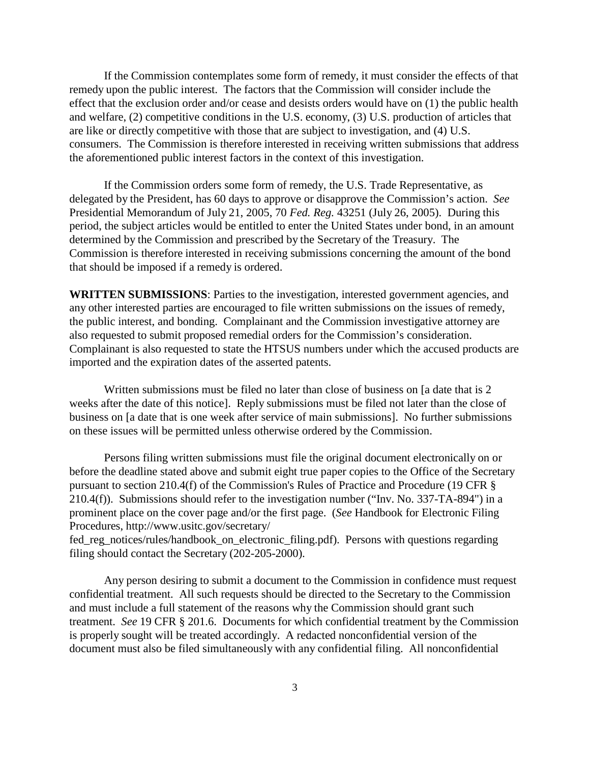If the Commission contemplates some form of remedy, it must consider the effects of that remedy upon the public interest. The factors that the Commission will consider include the effect that the exclusion order and/or cease and desists orders would have on (1) the public health and welfare, (2) competitive conditions in the U.S. economy, (3) U.S. production of articles that are like or directly competitive with those that are subject to investigation, and (4) U.S. consumers. The Commission is therefore interested in receiving written submissions that address the aforementioned public interest factors in the context of this investigation.

If the Commission orders some form of remedy, the U.S. Trade Representative, as delegated by the President, has 60 days to approve or disapprove the Commission's action. *See* Presidential Memorandum of July 21, 2005, 70 *Fed. Reg.* 43251 (July 26, 2005). During this period, the subject articles would be entitled to enter the United States under bond, in an amount determined by the Commission and prescribed by the Secretary of the Treasury. The Commission is therefore interested in receiving submissions concerning the amount of the bond that should be imposed if a remedy is ordered.

**WRITTEN SUBMISSIONS**: Parties to the investigation, interested government agencies, and any other interested parties are encouraged to file written submissions on the issues of remedy, the public interest, and bonding. Complainant and the Commission investigative attorney are also requested to submit proposed remedial orders for the Commission's consideration. Complainant is also requested to state the HTSUS numbers under which the accused products are imported and the expiration dates of the asserted patents.

Written submissions must be filed no later than close of business on [a date that is 2 weeks after the date of this notice]. Reply submissions must be filed not later than the close of business on [a date that is one week after service of main submissions]. No further submissions on these issues will be permitted unless otherwise ordered by the Commission.

Persons filing written submissions must file the original document electronically on or before the deadline stated above and submit eight true paper copies to the Office of the Secretary pursuant to section 210.4(f) of the Commission's Rules of Practice and Procedure (19 CFR § 210.4(f)). Submissions should refer to the investigation number ("Inv. No. 337-TA-894") in a prominent place on the cover page and/or the first page. (*See* Handbook for Electronic Filing Procedures, http://www.usitc.gov/secretary/fed_reg_notices/rules/handbook_on_electronic_filing.pdf). Persons with questions regarding filing should contact the Secretary (202-205-2000).

Any person desiring to submit a document to the Commission in confidence must request confidential treatment. All such requests should be directed to the Secretary to the Commission and must include a full statement of the reasons why the Commission should grant such treatment. *See* 19 CFR § 201.6. Documents for which confidential treatment by the Commission is properly sought will be treated accordingly. A redacted nonconfidential version of the document must also be filed simultaneously with any confidential filing. All nonconfidential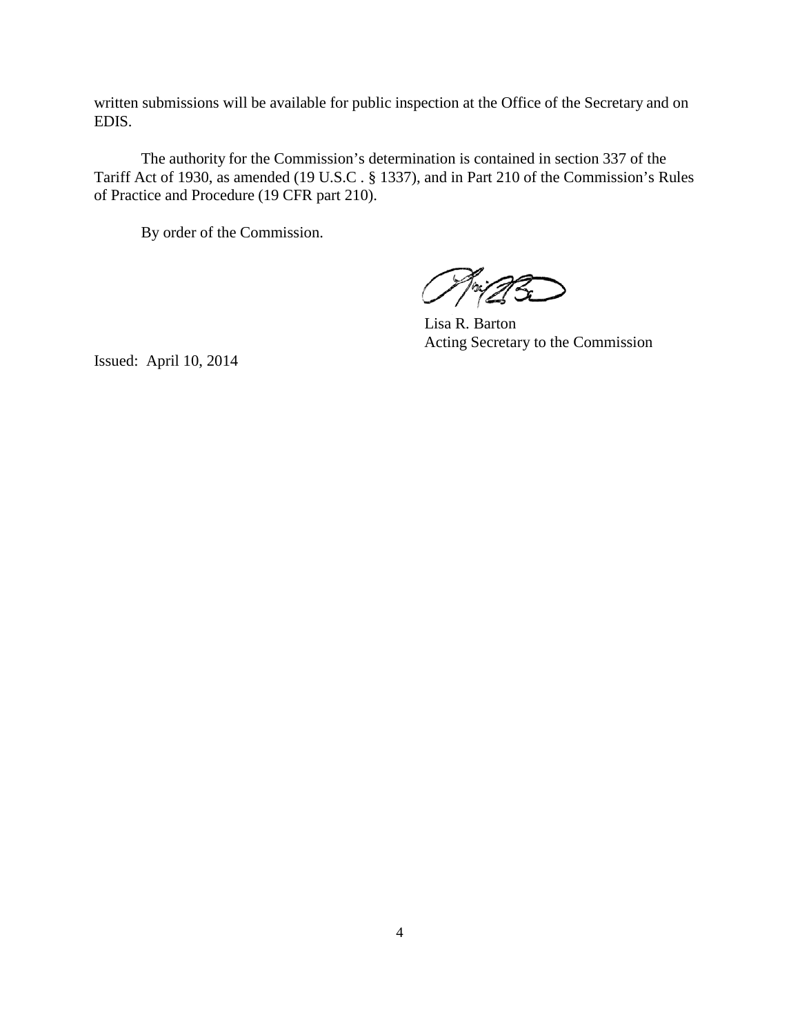written submissions will be available for public inspection at the Office of the Secretary and on EDIS.

The authority for the Commission's determination is contained in section 337 of the Tariff Act of 1930, as amended (19 U.S.C . § 1337), and in Part 210 of the Commission's Rules of Practice and Procedure (19 CFR part 210).

By order of the Commission.

Lisa R. Barton
Acting Secretary to the Commission

Issued: April 10, 2014